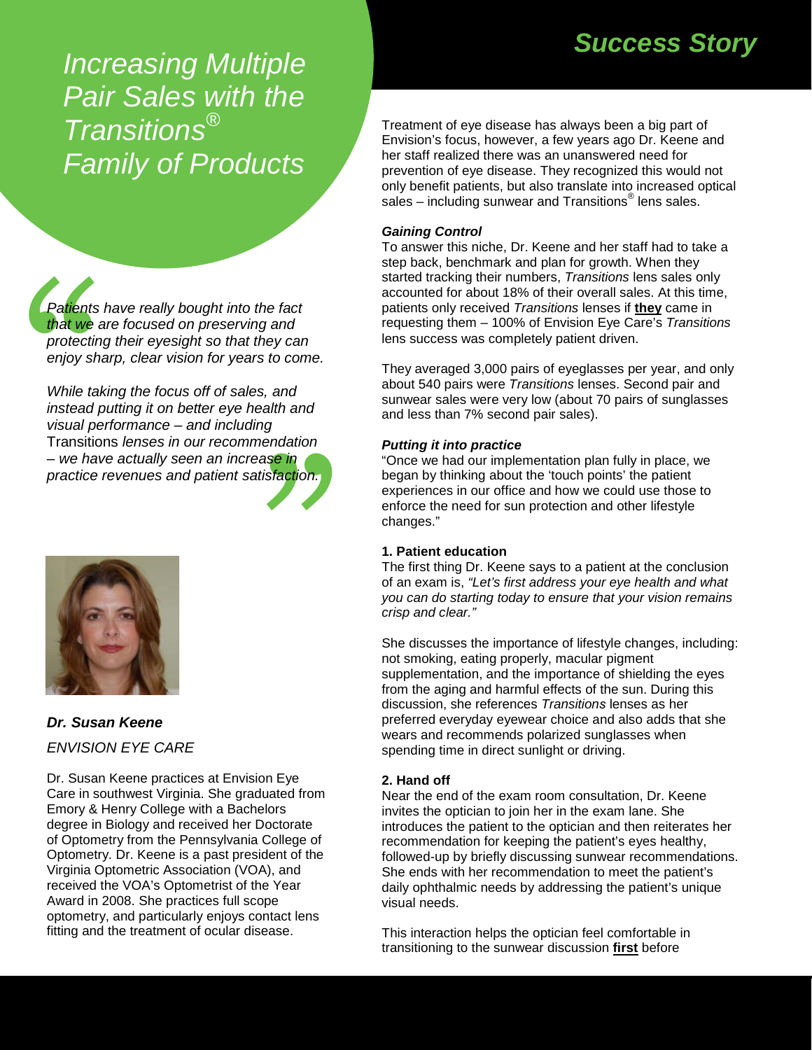# Increasing Multiple Pair Sales with the Transitions® Family of Products

## Success Story

> *Patients have really bought into the fact that we are focused on preserving and protecting their eyesight so that they can enjoy sharp, clear vision for years to come.*
>
> *While taking the focus off of sales, and instead putting it on better eye health and visual performance – and including* Transitions *lenses in our recommendation – we have actually seen an increase in practice revenues and patient satisfaction.*

***Dr. Susan Keene***

*ENVISION EYE CARE*

Dr. Susan Keene practices at Envision Eye Care in southwest Virginia. She graduated from Emory & Henry College with a Bachelors degree in Biology and received her Doctorate of Optometry from the Pennsylvania College of Optometry. Dr. Keene is a past president of the Virginia Optometric Association (VOA), and received the VOA's Optometrist of the Year Award in 2008. She practices full scope optometry, and particularly enjoys contact lens fitting and the treatment of ocular disease.

Treatment of eye disease has always been a big part of Envision's focus, however, a few years ago Dr. Keene and her staff realized there was an unanswered need for prevention of eye disease. They recognized this would not only benefit patients, but also translate into increased optical sales – including sunwear and Transitions® lens sales.

### *Gaining Control*

To answer this niche, Dr. Keene and her staff had to take a step back, benchmark and plan for growth. When they started tracking their numbers, *Transitions* lens sales only accounted for about 18% of their overall sales. At this time, patients only received *Transitions* lenses if **they** came in requesting them – 100% of Envision Eye Care's *Transitions* lens success was completely patient driven.

They averaged 3,000 pairs of eyeglasses per year, and only about 540 pairs were *Transitions* lenses. Second pair and sunwear sales were very low (about 70 pairs of sunglasses and less than 7% second pair sales).

### *Putting it into practice*

"Once we had our implementation plan fully in place, we began by thinking about the 'touch points' the patient experiences in our office and how we could use those to enforce the need for sun protection and other lifestyle changes."

**1. Patient education**

The first thing Dr. Keene says to a patient at the conclusion of an exam is, *"Let's first address your eye health and what you can do starting today to ensure that your vision remains crisp and clear."*

She discusses the importance of lifestyle changes, including: not smoking, eating properly, macular pigment supplementation, and the importance of shielding the eyes from the aging and harmful effects of the sun. During this discussion, she references *Transitions* lenses as her preferred everyday eyewear choice and also adds that she wears and recommends polarized sunglasses when spending time in direct sunlight or driving.

**2. Hand off**

Near the end of the exam room consultation, Dr. Keene invites the optician to join her in the exam lane. She introduces the patient to the optician and then reiterates her recommendation for keeping the patient's eyes healthy, followed-up by briefly discussing sunwear recommendations. She ends with her recommendation to meet the patient's daily ophthalmic needs by addressing the patient's unique visual needs.

This interaction helps the optician feel comfortable in transitioning to the sunwear discussion **first** before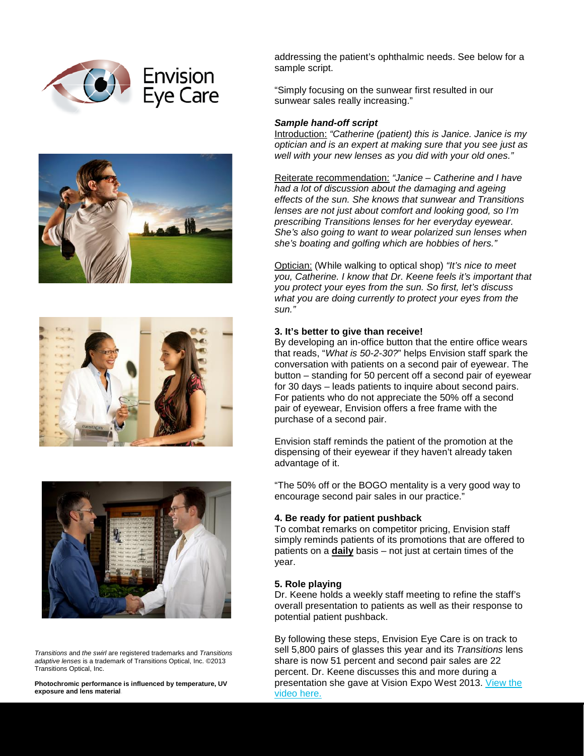Envision Eye Care

addressing the patient's ophthalmic needs. See below for a sample script.

"Simply focusing on the sunwear first resulted in our sunwear sales really increasing."

***Sample hand-off script***

Introduction: *"Catherine (patient) this is Janice. Janice is my optician and is an expert at making sure that you see just as well with your new lenses as you did with your old ones."*

Reiterate recommendation: *"Janice – Catherine and I have had a lot of discussion about the damaging and ageing effects of the sun. She knows that sunwear and Transitions lenses are not just about comfort and looking good, so I'm prescribing Transitions lenses for her everyday eyewear. She's also going to want to wear polarized sun lenses when she's boating and golfing which are hobbies of hers."*

Optician: (While walking to optical shop) *"It's nice to meet you, Catherine. I know that Dr. Keene feels it's important that you protect your eyes from the sun. So first, let's discuss what you are doing currently to protect your eyes from the sun."*

**3. It's better to give than receive!**

By developing an in-office button that the entire office wears that reads, "*What is 50-2-30?*" helps Envision staff spark the conversation with patients on a second pair of eyewear. The button – standing for 50 percent off a second pair of eyewear for 30 days – leads patients to inquire about second pairs. For patients who do not appreciate the 50% off a second pair of eyewear, Envision offers a free frame with the purchase of a second pair.

Envision staff reminds the patient of the promotion at the dispensing of their eyewear if they haven't already taken advantage of it.

"The 50% off or the BOGO mentality is a very good way to encourage second pair sales in our practice."

**4. Be ready for patient pushback**

To combat remarks on competitor pricing, Envision staff simply reminds patients of its promotions that are offered to patients on a **daily** basis – not just at certain times of the year.

**5. Role playing**

Dr. Keene holds a weekly staff meeting to refine the staff's overall presentation to patients as well as their response to potential patient pushback.

By following these steps, Envision Eye Care is on track to sell 5,800 pairs of glasses this year and its *Transitions* lens share is now 51 percent and second pair sales are 22 percent. Dr. Keene discusses this and more during a presentation she gave at Vision Expo West 2013. View the video here.

*Transitions* and *the swirl* are registered trademarks and *Transitions adaptive lenses* is a trademark of Transitions Optical, Inc. ©2013 Transitions Optical, Inc.

**Photochromic performance is influenced by temperature, UV exposure and lens material**.